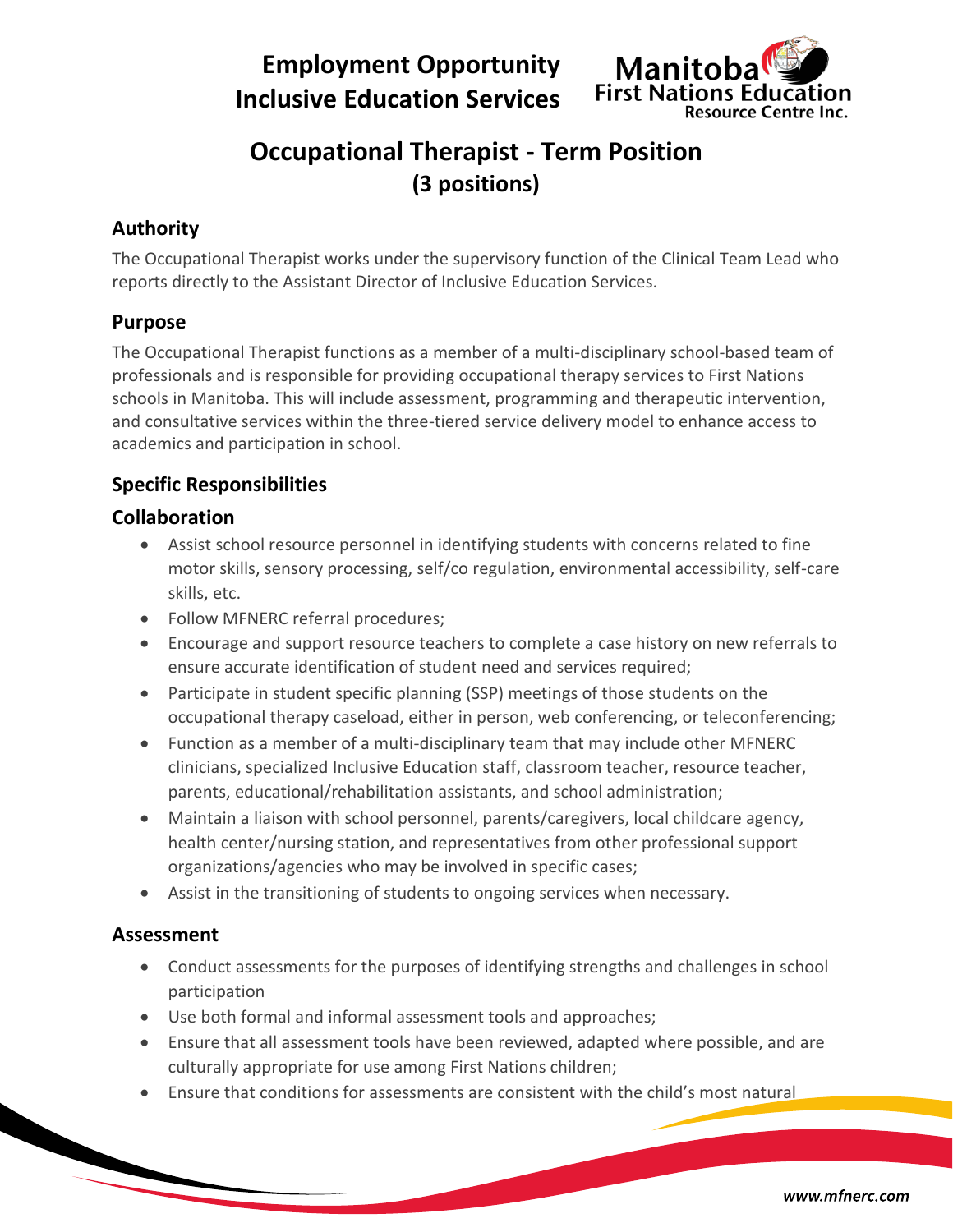Employment Opportunity
Inclusive Education Services

Manitoba First Nations Education Resource Centre Inc.

# Occupational Therapist - Term Position (3 positions)

## Authority

The Occupational Therapist works under the supervisory function of the Clinical Team Lead who reports directly to the Assistant Director of Inclusive Education Services.

## Purpose

The Occupational Therapist functions as a member of a multi-disciplinary school-based team of professionals and is responsible for providing occupational therapy services to First Nations schools in Manitoba. This will include assessment, programming and therapeutic intervention, and consultative services within the three-tiered service delivery model to enhance access to academics and participation in school.

## Specific Responsibilities

### Collaboration

- Assist school resource personnel in identifying students with concerns related to fine motor skills, sensory processing, self/co regulation, environmental accessibility, self-care skills, etc.
- Follow MFNERC referral procedures;
- Encourage and support resource teachers to complete a case history on new referrals to ensure accurate identification of student need and services required;
- Participate in student specific planning (SSP) meetings of those students on the occupational therapy caseload, either in person, web conferencing, or teleconferencing;
- Function as a member of a multi-disciplinary team that may include other MFNERC clinicians, specialized Inclusive Education staff, classroom teacher, resource teacher, parents, educational/rehabilitation assistants, and school administration;
- Maintain a liaison with school personnel, parents/caregivers, local childcare agency, health center/nursing station, and representatives from other professional support organizations/agencies who may be involved in specific cases;
- Assist in the transitioning of students to ongoing services when necessary.

### Assessment

- Conduct assessments for the purposes of identifying strengths and challenges in school participation
- Use both formal and informal assessment tools and approaches;
- Ensure that all assessment tools have been reviewed, adapted where possible, and are culturally appropriate for use among First Nations children;
- Ensure that conditions for assessments are consistent with the child's most natural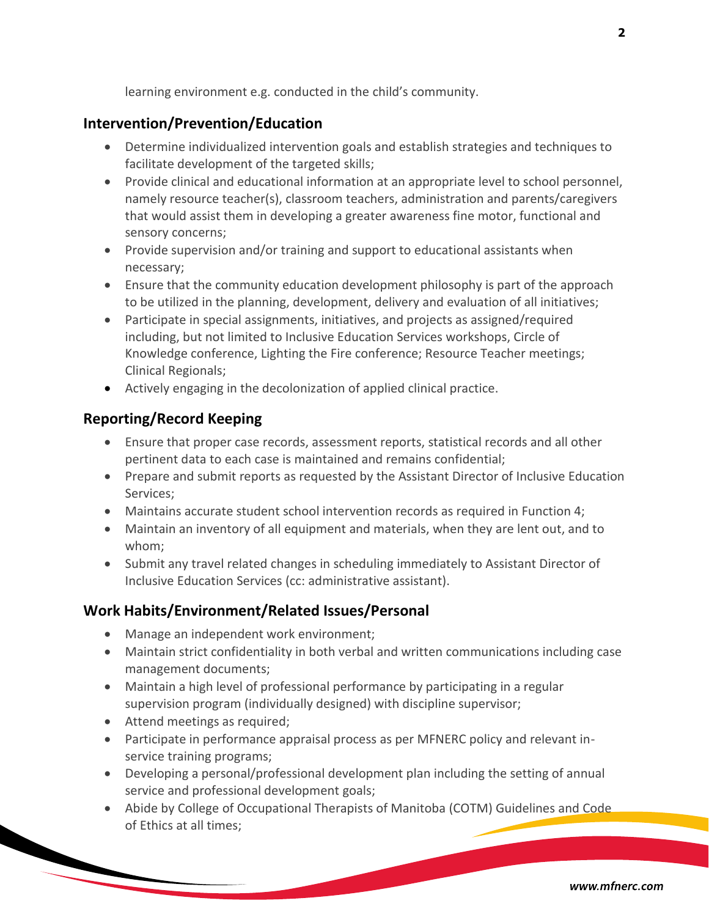learning environment e.g. conducted in the child's community.

## Intervention/Prevention/Education

- Determine individualized intervention goals and establish strategies and techniques to facilitate development of the targeted skills;
- Provide clinical and educational information at an appropriate level to school personnel, namely resource teacher(s), classroom teachers, administration and parents/caregivers that would assist them in developing a greater awareness fine motor, functional and sensory concerns;
- Provide supervision and/or training and support to educational assistants when necessary;
- Ensure that the community education development philosophy is part of the approach to be utilized in the planning, development, delivery and evaluation of all initiatives;
- Participate in special assignments, initiatives, and projects as assigned/required including, but not limited to Inclusive Education Services workshops, Circle of Knowledge conference, Lighting the Fire conference; Resource Teacher meetings; Clinical Regionals;
- Actively engaging in the decolonization of applied clinical practice.

## Reporting/Record Keeping

- Ensure that proper case records, assessment reports, statistical records and all other pertinent data to each case is maintained and remains confidential;
- Prepare and submit reports as requested by the Assistant Director of Inclusive Education Services;
- Maintains accurate student school intervention records as required in Function 4;
- Maintain an inventory of all equipment and materials, when they are lent out, and to whom;
- Submit any travel related changes in scheduling immediately to Assistant Director of Inclusive Education Services (cc: administrative assistant).

## Work Habits/Environment/Related Issues/Personal

- Manage an independent work environment;
- Maintain strict confidentiality in both verbal and written communications including case management documents;
- Maintain a high level of professional performance by participating in a regular supervision program (individually designed) with discipline supervisor;
- Attend meetings as required;
- Participate in performance appraisal process as per MFNERC policy and relevant in-service training programs;
- Developing a personal/professional development plan including the setting of annual service and professional development goals;
- Abide by College of Occupational Therapists of Manitoba (COTM) Guidelines and Code of Ethics at all times;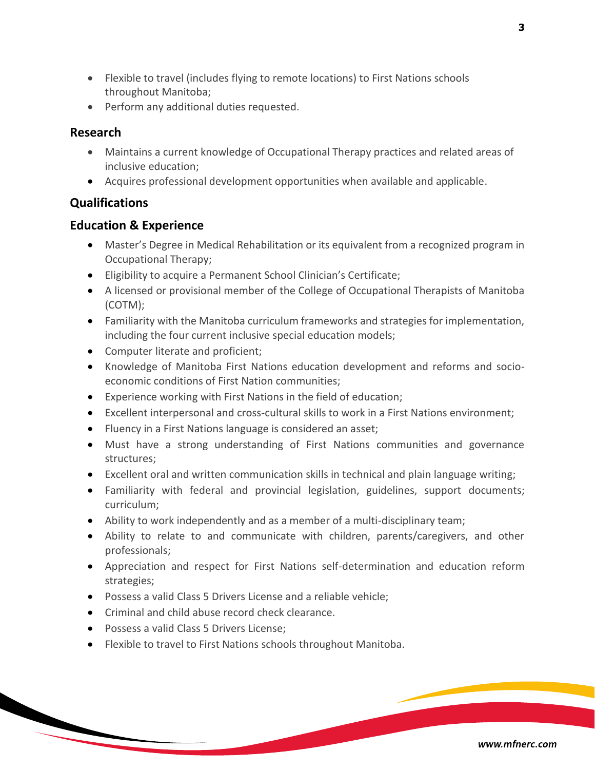- Flexible to travel (includes flying to remote locations) to First Nations schools throughout Manitoba;
- Perform any additional duties requested.

## Research

- Maintains a current knowledge of Occupational Therapy practices and related areas of inclusive education;
- Acquires professional development opportunities when available and applicable.

## Qualifications

## Education & Experience

- Master's Degree in Medical Rehabilitation or its equivalent from a recognized program in Occupational Therapy;
- Eligibility to acquire a Permanent School Clinician's Certificate;
- A licensed or provisional member of the College of Occupational Therapists of Manitoba (COTM);
- Familiarity with the Manitoba curriculum frameworks and strategies for implementation, including the four current inclusive special education models;
- Computer literate and proficient;
- Knowledge of Manitoba First Nations education development and reforms and socio-economic conditions of First Nation communities;
- Experience working with First Nations in the field of education;
- Excellent interpersonal and cross-cultural skills to work in a First Nations environment;
- Fluency in a First Nations language is considered an asset;
- Must have a strong understanding of First Nations communities and governance structures;
- Excellent oral and written communication skills in technical and plain language writing;
- Familiarity with federal and provincial legislation, guidelines, support documents; curriculum;
- Ability to work independently and as a member of a multi-disciplinary team;
- Ability to relate to and communicate with children, parents/caregivers, and other professionals;
- Appreciation and respect for First Nations self-determination and education reform strategies;
- Possess a valid Class 5 Drivers License and a reliable vehicle;
- Criminal and child abuse record check clearance.
- Possess a valid Class 5 Drivers License;
- Flexible to travel to First Nations schools throughout Manitoba.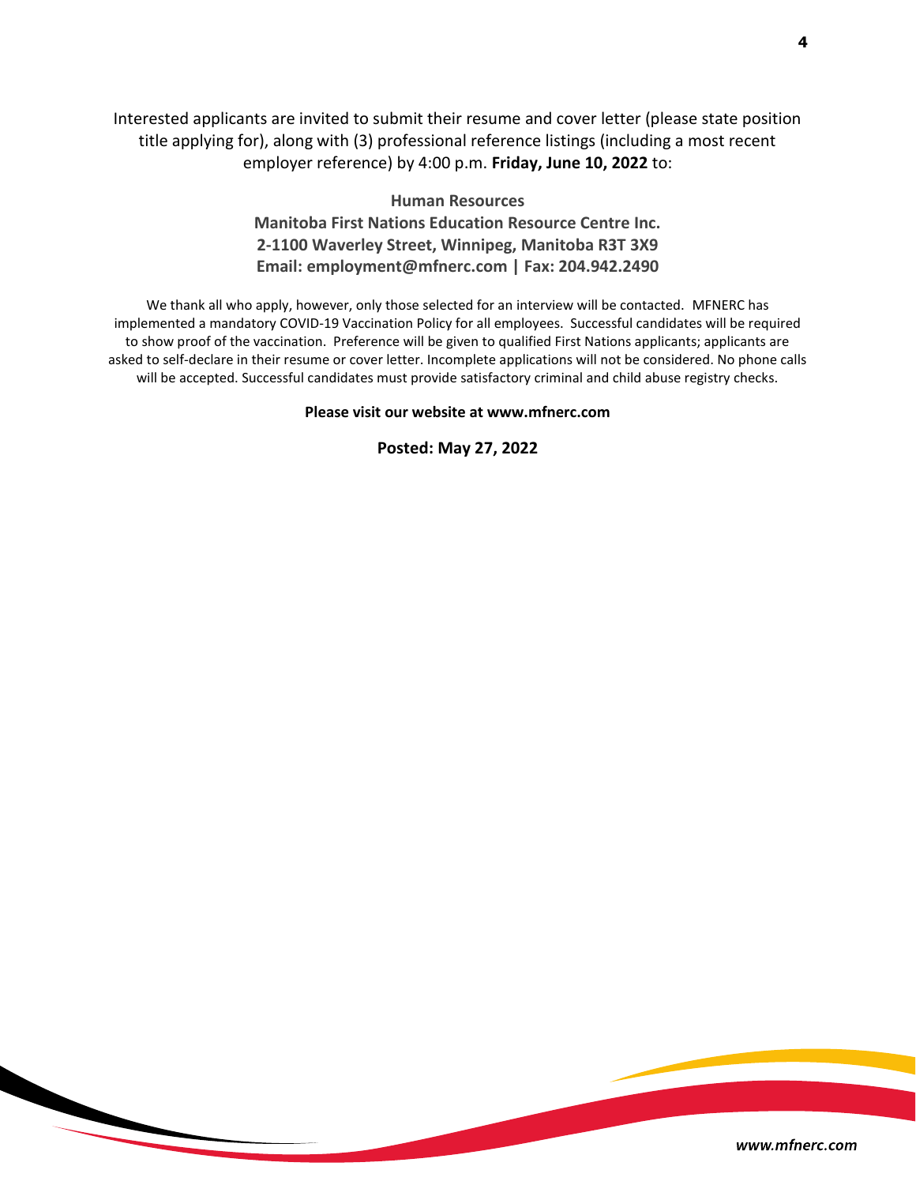Interested applicants are invited to submit their resume and cover letter (please state position title applying for), along with (3) professional reference listings (including a most recent employer reference) by 4:00 p.m. **Friday, June 10, 2022** to:

**Human Resources**
**Manitoba First Nations Education Resource Centre Inc.**
**2-1100 Waverley Street, Winnipeg, Manitoba R3T 3X9**
**Email: employment@mfnerc.com | Fax: 204.942.2490**

We thank all who apply, however, only those selected for an interview will be contacted. MFNERC has implemented a mandatory COVID-19 Vaccination Policy for all employees. Successful candidates will be required to show proof of the vaccination. Preference will be given to qualified First Nations applicants; applicants are asked to self-declare in their resume or cover letter. Incomplete applications will not be considered. No phone calls will be accepted. Successful candidates must provide satisfactory criminal and child abuse registry checks.

**Please visit our website at www.mfnerc.com**

**Posted: May 27, 2022**